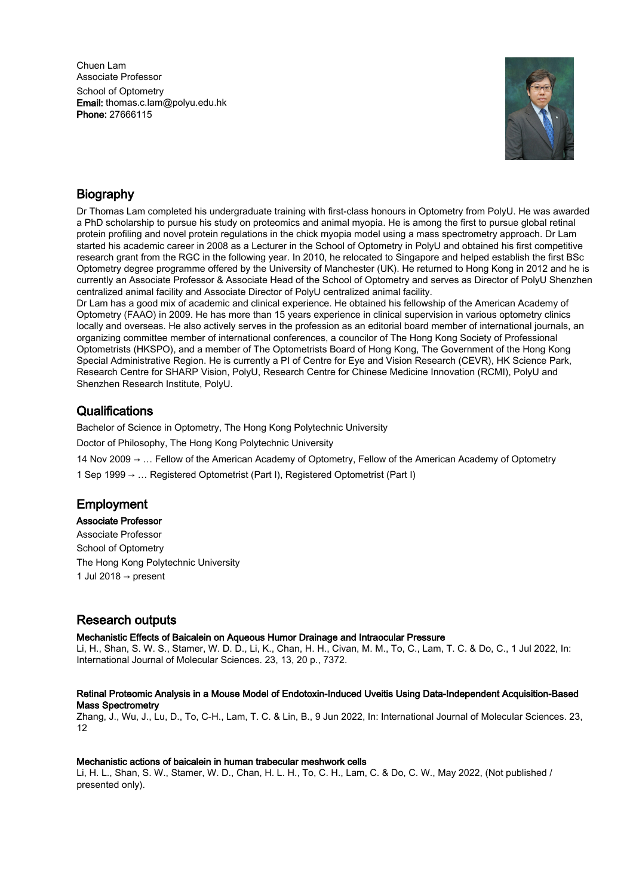Chuen Lam
Associate Professor
School of Optometry
**Email:** thomas.c.lam@polyu.edu.hk
**Phone:** 27666115

## Biography

Dr Thomas Lam completed his undergraduate training with first-class honours in Optometry from PolyU. He was awarded a PhD scholarship to pursue his study on proteomics and animal myopia. He is among the first to pursue global retinal protein profiling and novel protein regulations in the chick myopia model using a mass spectrometry approach. Dr Lam started his academic career in 2008 as a Lecturer in the School of Optometry in PolyU and obtained his first competitive research grant from the RGC in the following year. In 2010, he relocated to Singapore and helped establish the first BSc Optometry degree programme offered by the University of Manchester (UK). He returned to Hong Kong in 2012 and he is currently an Associate Professor & Associate Head of the School of Optometry and serves as Director of PolyU Shenzhen centralized animal facility and Associate Director of PolyU centralized animal facility.
Dr Lam has a good mix of academic and clinical experience. He obtained his fellowship of the American Academy of Optometry (FAAO) in 2009. He has more than 15 years experience in clinical supervision in various optometry clinics locally and overseas. He also actively serves in the profession as an editorial board member of international journals, an organizing committee member of international conferences, a councilor of The Hong Kong Society of Professional Optometrists (HKSPO), and a member of The Optometrists Board of Hong Kong, The Government of the Hong Kong Special Administrative Region. He is currently a PI of Centre for Eye and Vision Research (CEVR), HK Science Park, Research Centre for SHARP Vision, PolyU, Research Centre for Chinese Medicine Innovation (RCMI), PolyU and Shenzhen Research Institute, PolyU.

## Qualifications

Bachelor of Science in Optometry, The Hong Kong Polytechnic University

Doctor of Philosophy, The Hong Kong Polytechnic University

14 Nov 2009 → … Fellow of the American Academy of Optometry, Fellow of the American Academy of Optometry

1 Sep 1999 → … Registered Optometrist (Part I), Registered Optometrist (Part I)

## Employment

**Associate Professor**
Associate Professor
School of Optometry
The Hong Kong Polytechnic University
1 Jul 2018 → present

## Research outputs

**Mechanistic Effects of Baicalein on Aqueous Humor Drainage and Intraocular Pressure**
Li, H., Shan, S. W. S., Stamer, W. D. D., Li, K., Chan, H. H., Civan, M. M., To, C., Lam, T. C. & Do, C., 1 Jul 2022, In: International Journal of Molecular Sciences. 23, 13, 20 p., 7372.

**Retinal Proteomic Analysis in a Mouse Model of Endotoxin-Induced Uveitis Using Data-Independent Acquisition-Based Mass Spectrometry**
Zhang, J., Wu, J., Lu, D., To, C-H., Lam, T. C. & Lin, B., 9 Jun 2022, In: International Journal of Molecular Sciences. 23, 12

**Mechanistic actions of baicalein in human trabecular meshwork cells**
Li, H. L., Shan, S. W., Stamer, W. D., Chan, H. L. H., To, C. H., Lam, C. & Do, C. W., May 2022, (Not published / presented only).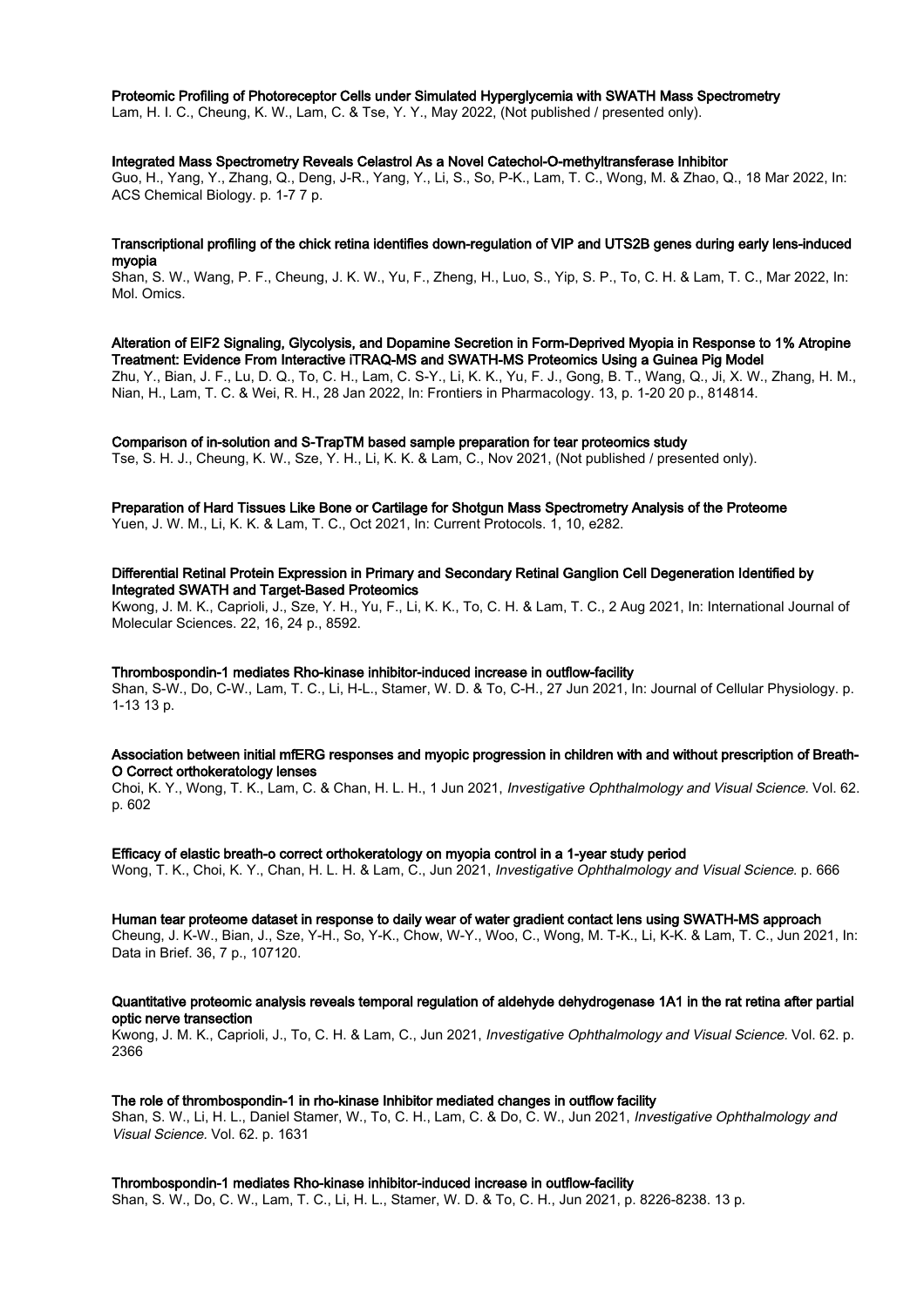**Proteomic Profiling of Photoreceptor Cells under Simulated Hyperglycemia with SWATH Mass Spectrometry**
Lam, H. I. C., Cheung, K. W., Lam, C. & Tse, Y. Y., May 2022, (Not published / presented only).

**Integrated Mass Spectrometry Reveals Celastrol As a Novel Catechol-O-methyltransferase Inhibitor**
Guo, H., Yang, Y., Zhang, Q., Deng, J-R., Yang, Y., Li, S., So, P-K., Lam, T. C., Wong, M. & Zhao, Q., 18 Mar 2022, In: ACS Chemical Biology. p. 1-7 7 p.

**Transcriptional profiling of the chick retina identifies down-regulation of VIP and UTS2B genes during early lens-induced myopia**
Shan, S. W., Wang, P. F., Cheung, J. K. W., Yu, F., Zheng, H., Luo, S., Yip, S. P., To, C. H. & Lam, T. C., Mar 2022, In: Mol. Omics.

**Alteration of EIF2 Signaling, Glycolysis, and Dopamine Secretion in Form-Deprived Myopia in Response to 1% Atropine Treatment: Evidence From Interactive iTRAQ-MS and SWATH-MS Proteomics Using a Guinea Pig Model**
Zhu, Y., Bian, J. F., Lu, D. Q., To, C. H., Lam, C. S-Y., Li, K. K., Yu, F. J., Gong, B. T., Wang, Q., Ji, X. W., Zhang, H. M., Nian, H., Lam, T. C. & Wei, R. H., 28 Jan 2022, In: Frontiers in Pharmacology. 13, p. 1-20 20 p., 814814.

**Comparison of in-solution and S-TrapTM based sample preparation for tear proteomics study**
Tse, S. H. J., Cheung, K. W., Sze, Y. H., Li, K. K. & Lam, C., Nov 2021, (Not published / presented only).

**Preparation of Hard Tissues Like Bone or Cartilage for Shotgun Mass Spectrometry Analysis of the Proteome**
Yuen, J. W. M., Li, K. K. & Lam, T. C., Oct 2021, In: Current Protocols. 1, 10, e282.

**Differential Retinal Protein Expression in Primary and Secondary Retinal Ganglion Cell Degeneration Identified by Integrated SWATH and Target-Based Proteomics**
Kwong, J. M. K., Caprioli, J., Sze, Y. H., Yu, F., Li, K. K., To, C. H. & Lam, T. C., 2 Aug 2021, In: International Journal of Molecular Sciences. 22, 16, 24 p., 8592.

**Thrombospondin-1 mediates Rho-kinase inhibitor-induced increase in outflow-facility**
Shan, S-W., Do, C-W., Lam, T. C., Li, H-L., Stamer, W. D. & To, C-H., 27 Jun 2021, In: Journal of Cellular Physiology. p. 1-13 13 p.

**Association between initial mfERG responses and myopic progression in children with and without prescription of Breath-O Correct orthokeratology lenses**
Choi, K. Y., Wong, T. K., Lam, C. & Chan, H. L. H., 1 Jun 2021, *Investigative Ophthalmology and Visual Science.* Vol. 62. p. 602

**Efficacy of elastic breath-o correct orthokeratology on myopia control in a 1-year study period**
Wong, T. K., Choi, K. Y., Chan, H. L. H. & Lam, C., Jun 2021, *Investigative Ophthalmology and Visual Science.* p. 666

**Human tear proteome dataset in response to daily wear of water gradient contact lens using SWATH-MS approach**
Cheung, J. K-W., Bian, J., Sze, Y-H., So, Y-K., Chow, W-Y., Woo, C., Wong, M. T-K., Li, K-K. & Lam, T. C., Jun 2021, In: Data in Brief. 36, 7 p., 107120.

**Quantitative proteomic analysis reveals temporal regulation of aldehyde dehydrogenase 1A1 in the rat retina after partial optic nerve transection**
Kwong, J. M. K., Caprioli, J., To, C. H. & Lam, C., Jun 2021, *Investigative Ophthalmology and Visual Science.* Vol. 62. p. 2366

**The role of thrombospondin-1 in rho-kinase Inhibitor mediated changes in outflow facility**
Shan, S. W., Li, H. L., Daniel Stamer, W., To, C. H., Lam, C. & Do, C. W., Jun 2021, *Investigative Ophthalmology and Visual Science.* Vol. 62. p. 1631

**Thrombospondin-1 mediates Rho-kinase inhibitor-induced increase in outflow-facility**
Shan, S. W., Do, C. W., Lam, T. C., Li, H. L., Stamer, W. D. & To, C. H., Jun 2021, p. 8226-8238. 13 p.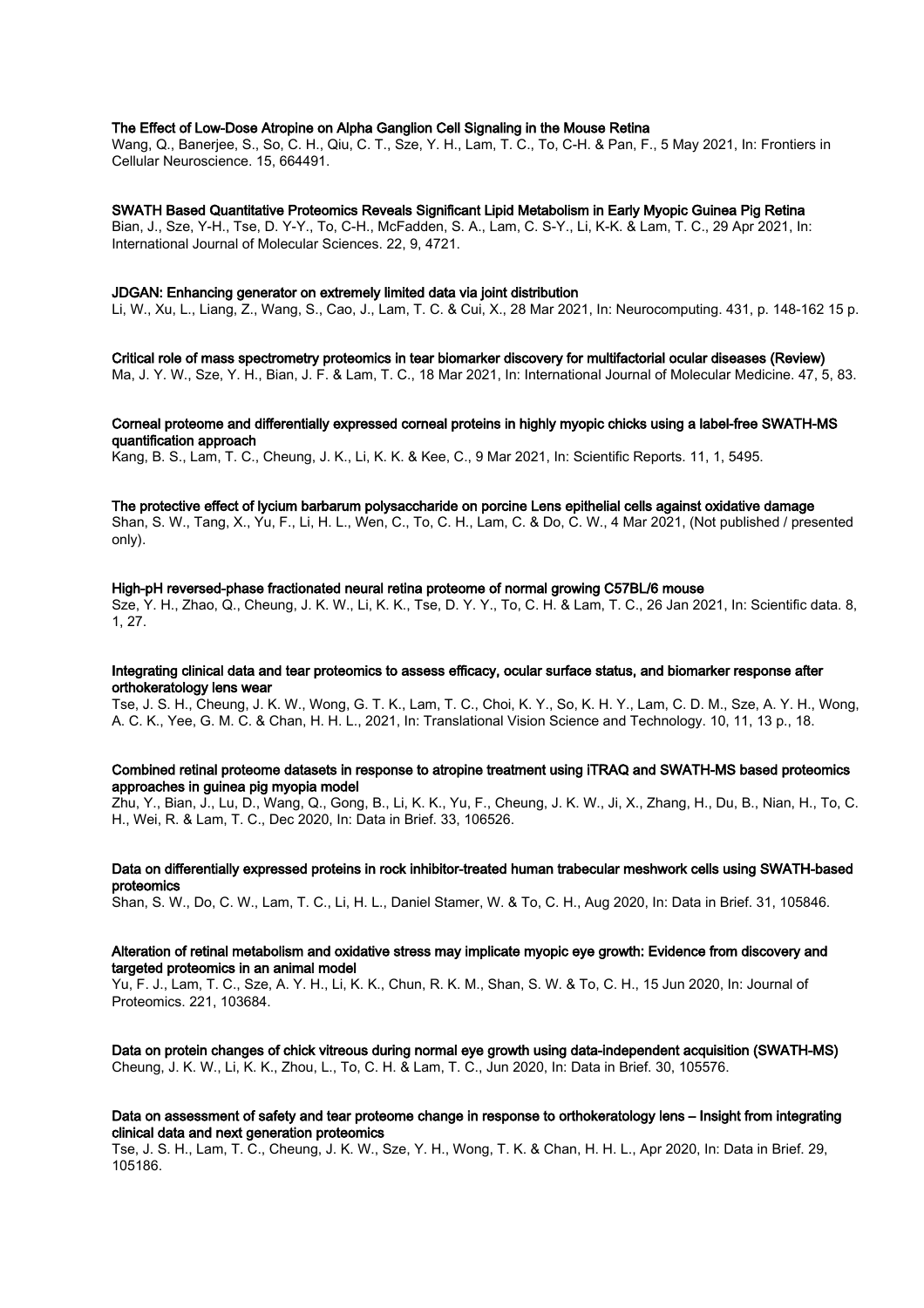**The Effect of Low-Dose Atropine on Alpha Ganglion Cell Signaling in the Mouse Retina**
Wang, Q., Banerjee, S., So, C. H., Qiu, C. T., Sze, Y. H., Lam, T. C., To, C-H. & Pan, F., 5 May 2021, In: Frontiers in Cellular Neuroscience. 15, 664491.

**SWATH Based Quantitative Proteomics Reveals Significant Lipid Metabolism in Early Myopic Guinea Pig Retina**
Bian, J., Sze, Y-H., Tse, D. Y-Y., To, C-H., McFadden, S. A., Lam, C. S-Y., Li, K-K. & Lam, T. C., 29 Apr 2021, In: International Journal of Molecular Sciences. 22, 9, 4721.

**JDGAN: Enhancing generator on extremely limited data via joint distribution**
Li, W., Xu, L., Liang, Z., Wang, S., Cao, J., Lam, T. C. & Cui, X., 28 Mar 2021, In: Neurocomputing. 431, p. 148-162 15 p.

**Critical role of mass spectrometry proteomics in tear biomarker discovery for multifactorial ocular diseases (Review)**
Ma, J. Y. W., Sze, Y. H., Bian, J. F. & Lam, T. C., 18 Mar 2021, In: International Journal of Molecular Medicine. 47, 5, 83.

**Corneal proteome and differentially expressed corneal proteins in highly myopic chicks using a label-free SWATH-MS quantification approach**
Kang, B. S., Lam, T. C., Cheung, J. K., Li, K. K. & Kee, C., 9 Mar 2021, In: Scientific Reports. 11, 1, 5495.

**The protective effect of lycium barbarum polysaccharide on porcine Lens epithelial cells against oxidative damage**
Shan, S. W., Tang, X., Yu, F., Li, H. L., Wen, C., To, C. H., Lam, C. & Do, C. W., 4 Mar 2021, (Not published / presented only).

**High-pH reversed-phase fractionated neural retina proteome of normal growing C57BL/6 mouse**
Sze, Y. H., Zhao, Q., Cheung, J. K. W., Li, K. K., Tse, D. Y. Y., To, C. H. & Lam, T. C., 26 Jan 2021, In: Scientific data. 8, 1, 27.

**Integrating clinical data and tear proteomics to assess efficacy, ocular surface status, and biomarker response after orthokeratology lens wear**
Tse, J. S. H., Cheung, J. K. W., Wong, G. T. K., Lam, T. C., Choi, K. Y., So, K. H. Y., Lam, C. D. M., Sze, A. Y. H., Wong, A. C. K., Yee, G. M. C. & Chan, H. H. L., 2021, In: Translational Vision Science and Technology. 10, 11, 13 p., 18.

**Combined retinal proteome datasets in response to atropine treatment using iTRAQ and SWATH-MS based proteomics approaches in guinea pig myopia model**
Zhu, Y., Bian, J., Lu, D., Wang, Q., Gong, B., Li, K. K., Yu, F., Cheung, J. K. W., Ji, X., Zhang, H., Du, B., Nian, H., To, C. H., Wei, R. & Lam, T. C., Dec 2020, In: Data in Brief. 33, 106526.

**Data on differentially expressed proteins in rock inhibitor-treated human trabecular meshwork cells using SWATH-based proteomics**
Shan, S. W., Do, C. W., Lam, T. C., Li, H. L., Daniel Stamer, W. & To, C. H., Aug 2020, In: Data in Brief. 31, 105846.

**Alteration of retinal metabolism and oxidative stress may implicate myopic eye growth: Evidence from discovery and targeted proteomics in an animal model**
Yu, F. J., Lam, T. C., Sze, A. Y. H., Li, K. K., Chun, R. K. M., Shan, S. W. & To, C. H., 15 Jun 2020, In: Journal of Proteomics. 221, 103684.

**Data on protein changes of chick vitreous during normal eye growth using data-independent acquisition (SWATH-MS)**
Cheung, J. K. W., Li, K. K., Zhou, L., To, C. H. & Lam, T. C., Jun 2020, In: Data in Brief. 30, 105576.

**Data on assessment of safety and tear proteome change in response to orthokeratology lens – Insight from integrating clinical data and next generation proteomics**
Tse, J. S. H., Lam, T. C., Cheung, J. K. W., Sze, Y. H., Wong, T. K. & Chan, H. H. L., Apr 2020, In: Data in Brief. 29, 105186.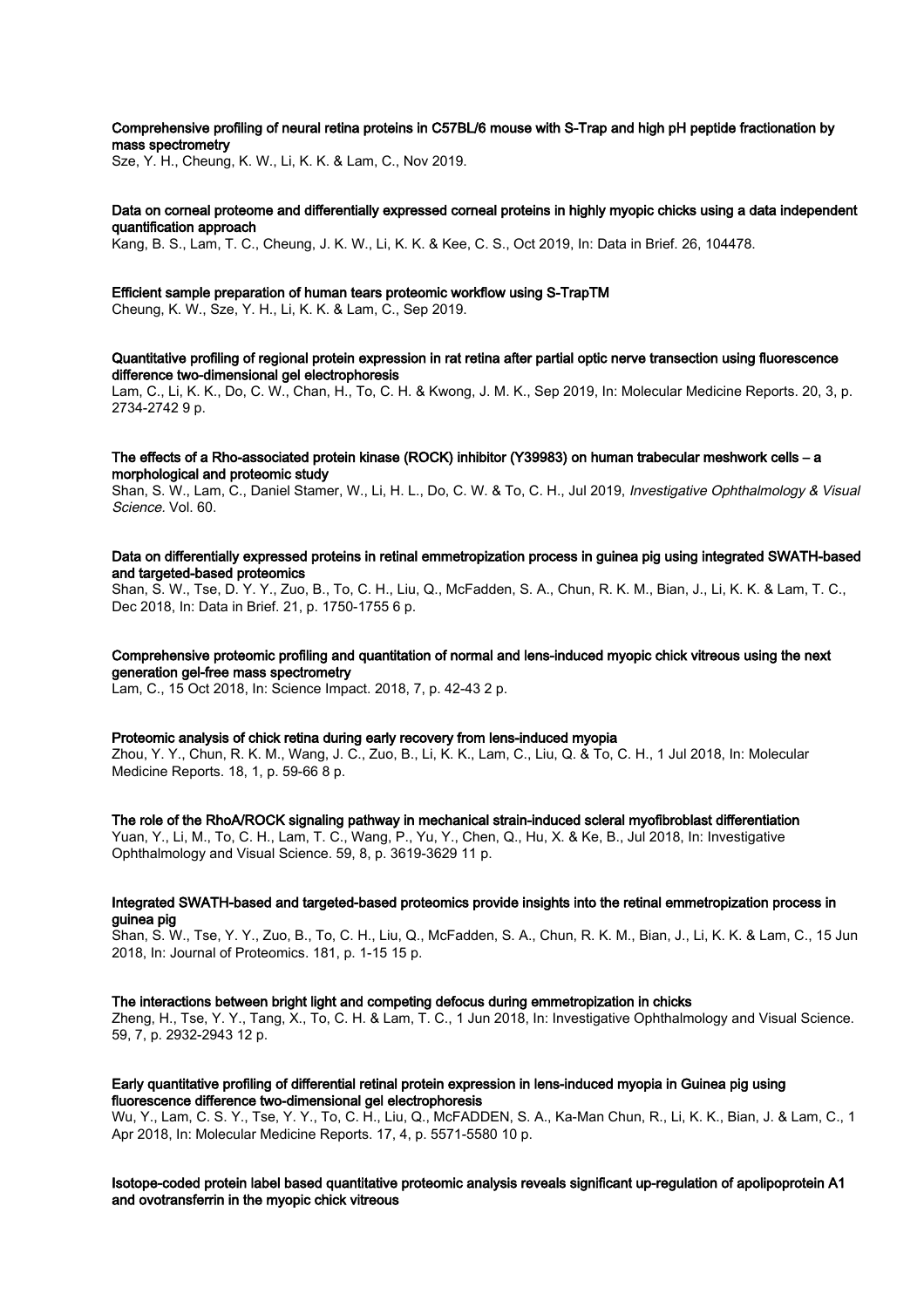**Comprehensive profiling of neural retina proteins in C57BL/6 mouse with S-Trap and high pH peptide fractionation by mass spectrometry**
Sze, Y. H., Cheung, K. W., Li, K. K. & Lam, C., Nov 2019.

**Data on corneal proteome and differentially expressed corneal proteins in highly myopic chicks using a data independent quantification approach**
Kang, B. S., Lam, T. C., Cheung, J. K. W., Li, K. K. & Kee, C. S., Oct 2019, In: Data in Brief. 26, 104478.

**Efficient sample preparation of human tears proteomic workflow using S-TrapTM**
Cheung, K. W., Sze, Y. H., Li, K. K. & Lam, C., Sep 2019.

**Quantitative profiling of regional protein expression in rat retina after partial optic nerve transection using fluorescence difference two-dimensional gel electrophoresis**
Lam, C., Li, K. K., Do, C. W., Chan, H., To, C. H. & Kwong, J. M. K., Sep 2019, In: Molecular Medicine Reports. 20, 3, p. 2734-2742 9 p.

**The effects of a Rho-associated protein kinase (ROCK) inhibitor (Y39983) on human trabecular meshwork cells – a morphological and proteomic study**
Shan, S. W., Lam, C., Daniel Stamer, W., Li, H. L., Do, C. W. & To, C. H., Jul 2019, *Investigative Ophthalmology & Visual Science*. Vol. 60.

**Data on differentially expressed proteins in retinal emmetropization process in guinea pig using integrated SWATH-based and targeted-based proteomics**
Shan, S. W., Tse, D. Y. Y., Zuo, B., To, C. H., Liu, Q., McFadden, S. A., Chun, R. K. M., Bian, J., Li, K. K. & Lam, T. C., Dec 2018, In: Data in Brief. 21, p. 1750-1755 6 p.

**Comprehensive proteomic profiling and quantitation of normal and lens-induced myopic chick vitreous using the next generation gel-free mass spectrometry**
Lam, C., 15 Oct 2018, In: Science Impact. 2018, 7, p. 42-43 2 p.

**Proteomic analysis of chick retina during early recovery from lens-induced myopia**
Zhou, Y. Y., Chun, R. K. M., Wang, J. C., Zuo, B., Li, K. K., Lam, C., Liu, Q. & To, C. H., 1 Jul 2018, In: Molecular Medicine Reports. 18, 1, p. 59-66 8 p.

**The role of the RhoA/ROCK signaling pathway in mechanical strain-induced scleral myofibroblast differentiation**
Yuan, Y., Li, M., To, C. H., Lam, T. C., Wang, P., Yu, Y., Chen, Q., Hu, X. & Ke, B., Jul 2018, In: Investigative Ophthalmology and Visual Science. 59, 8, p. 3619-3629 11 p.

**Integrated SWATH-based and targeted-based proteomics provide insights into the retinal emmetropization process in guinea pig**
Shan, S. W., Tse, Y. Y., Zuo, B., To, C. H., Liu, Q., McFadden, S. A., Chun, R. K. M., Bian, J., Li, K. K. & Lam, C., 15 Jun 2018, In: Journal of Proteomics. 181, p. 1-15 15 p.

**The interactions between bright light and competing defocus during emmetropization in chicks**
Zheng, H., Tse, Y. Y., Tang, X., To, C. H. & Lam, T. C., 1 Jun 2018, In: Investigative Ophthalmology and Visual Science. 59, 7, p. 2932-2943 12 p.

**Early quantitative profiling of differential retinal protein expression in lens-induced myopia in Guinea pig using fluorescence difference two-dimensional gel electrophoresis**
Wu, Y., Lam, C. S. Y., Tse, Y. Y., To, C. H., Liu, Q., McFADDEN, S. A., Ka-Man Chun, R., Li, K. K., Bian, J. & Lam, C., 1 Apr 2018, In: Molecular Medicine Reports. 17, 4, p. 5571-5580 10 p.

**Isotope-coded protein label based quantitative proteomic analysis reveals significant up-regulation of apolipoprotein A1 and ovotransferrin in the myopic chick vitreous**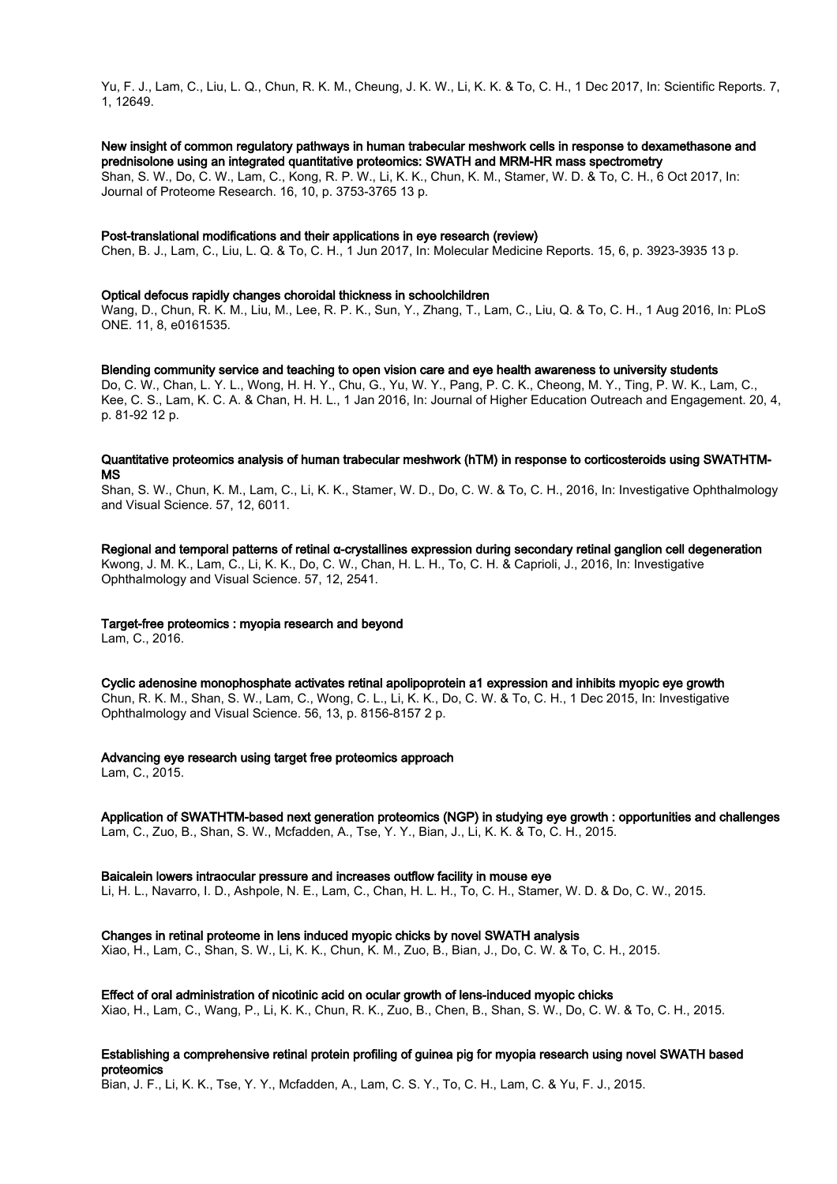Yu, F. J., Lam, C., Liu, L. Q., Chun, R. K. M., Cheung, J. K. W., Li, K. K. & To, C. H., 1 Dec 2017, In: Scientific Reports. 7, 1, 12649.

**New insight of common regulatory pathways in human trabecular meshwork cells in response to dexamethasone and prednisolone using an integrated quantitative proteomics: SWATH and MRM-HR mass spectrometry**
Shan, S. W., Do, C. W., Lam, C., Kong, R. P. W., Li, K. K., Chun, K. M., Stamer, W. D. & To, C. H., 6 Oct 2017, In: Journal of Proteome Research. 16, 10, p. 3753-3765 13 p.

**Post-translational modifications and their applications in eye research (review)**
Chen, B. J., Lam, C., Liu, L. Q. & To, C. H., 1 Jun 2017, In: Molecular Medicine Reports. 15, 6, p. 3923-3935 13 p.

**Optical defocus rapidly changes choroidal thickness in schoolchildren**
Wang, D., Chun, R. K. M., Liu, M., Lee, R. P. K., Sun, Y., Zhang, T., Lam, C., Liu, Q. & To, C. H., 1 Aug 2016, In: PLoS ONE. 11, 8, e0161535.

**Blending community service and teaching to open vision care and eye health awareness to university students**
Do, C. W., Chan, L. Y. L., Wong, H. H. Y., Chu, G., Yu, W. Y., Pang, P. C. K., Cheong, M. Y., Ting, P. W. K., Lam, C., Kee, C. S., Lam, K. C. A. & Chan, H. H. L., 1 Jan 2016, In: Journal of Higher Education Outreach and Engagement. 20, 4, p. 81-92 12 p.

**Quantitative proteomics analysis of human trabecular meshwork (hTM) in response to corticosteroids using SWATHTM-MS**
Shan, S. W., Chun, K. M., Lam, C., Li, K. K., Stamer, W. D., Do, C. W. & To, C. H., 2016, In: Investigative Ophthalmology and Visual Science. 57, 12, 6011.

**Regional and temporal patterns of retinal α-crystallines expression during secondary retinal ganglion cell degeneration**
Kwong, J. M. K., Lam, C., Li, K. K., Do, C. W., Chan, H. L. H., To, C. H. & Caprioli, J., 2016, In: Investigative Ophthalmology and Visual Science. 57, 12, 2541.

**Target-free proteomics : myopia research and beyond**
Lam, C., 2016.

**Cyclic adenosine monophosphate activates retinal apolipoprotein a1 expression and inhibits myopic eye growth**
Chun, R. K. M., Shan, S. W., Lam, C., Wong, C. L., Li, K. K., Do, C. W. & To, C. H., 1 Dec 2015, In: Investigative Ophthalmology and Visual Science. 56, 13, p. 8156-8157 2 p.

**Advancing eye research using target free proteomics approach**
Lam, C., 2015.

**Application of SWATHTM-based next generation proteomics (NGP) in studying eye growth : opportunities and challenges**
Lam, C., Zuo, B., Shan, S. W., Mcfadden, A., Tse, Y. Y., Bian, J., Li, K. K. & To, C. H., 2015.

**Baicalein lowers intraocular pressure and increases outflow facility in mouse eye**
Li, H. L., Navarro, I. D., Ashpole, N. E., Lam, C., Chan, H. L. H., To, C. H., Stamer, W. D. & Do, C. W., 2015.

**Changes in retinal proteome in lens induced myopic chicks by novel SWATH analysis**
Xiao, H., Lam, C., Shan, S. W., Li, K. K., Chun, K. M., Zuo, B., Bian, J., Do, C. W. & To, C. H., 2015.

**Effect of oral administration of nicotinic acid on ocular growth of lens-induced myopic chicks**
Xiao, H., Lam, C., Wang, P., Li, K. K., Chun, R. K., Zuo, B., Chen, B., Shan, S. W., Do, C. W. & To, C. H., 2015.

**Establishing a comprehensive retinal protein profiling of guinea pig for myopia research using novel SWATH based proteomics**
Bian, J. F., Li, K. K., Tse, Y. Y., Mcfadden, A., Lam, C. S. Y., To, C. H., Lam, C. & Yu, F. J., 2015.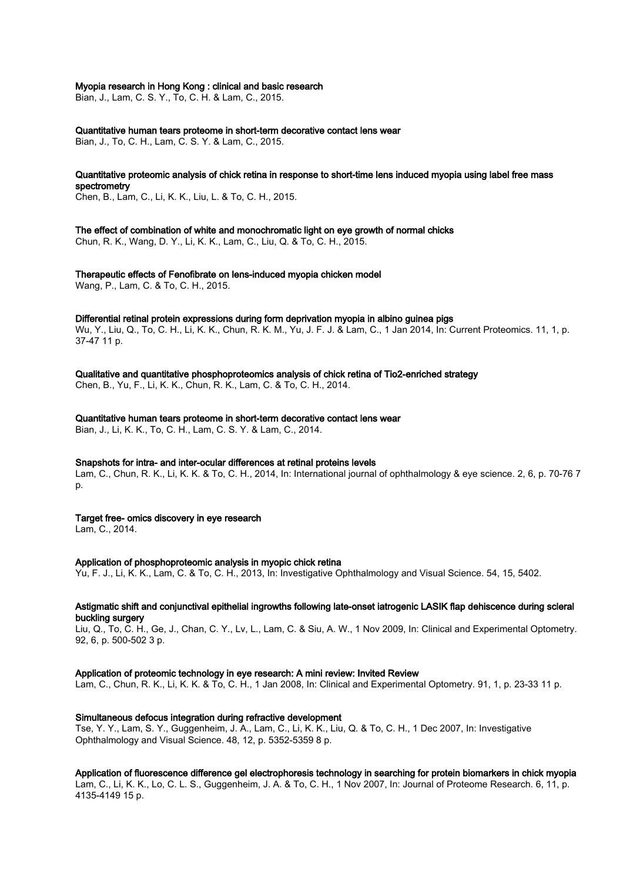**Myopia research in Hong Kong : clinical and basic research**
Bian, J., Lam, C. S. Y., To, C. H. & Lam, C., 2015.

**Quantitative human tears proteome in short-term decorative contact lens wear**
Bian, J., To, C. H., Lam, C. S. Y. & Lam, C., 2015.

**Quantitative proteomic analysis of chick retina in response to short-time lens induced myopia using label free mass spectrometry**
Chen, B., Lam, C., Li, K. K., Liu, L. & To, C. H., 2015.

**The effect of combination of white and monochromatic light on eye growth of normal chicks**
Chun, R. K., Wang, D. Y., Li, K. K., Lam, C., Liu, Q. & To, C. H., 2015.

**Therapeutic effects of Fenofibrate on lens-induced myopia chicken model**
Wang, P., Lam, C. & To, C. H., 2015.

**Differential retinal protein expressions during form deprivation myopia in albino guinea pigs**
Wu, Y., Liu, Q., To, C. H., Li, K. K., Chun, R. K. M., Yu, J. F. J. & Lam, C., 1 Jan 2014, In: Current Proteomics. 11, 1, p. 37-47 11 p.

**Qualitative and quantitative phosphoproteomics analysis of chick retina of Tio2-enriched strategy**
Chen, B., Yu, F., Li, K. K., Chun, R. K., Lam, C. & To, C. H., 2014.

**Quantitative human tears proteome in short-term decorative contact lens wear**
Bian, J., Li, K. K., To, C. H., Lam, C. S. Y. & Lam, C., 2014.

**Snapshots for intra- and inter-ocular differences at retinal proteins levels**
Lam, C., Chun, R. K., Li, K. K. & To, C. H., 2014, In: International journal of ophthalmology & eye science. 2, 6, p. 70-76 7 p.

**Target free- omics discovery in eye research**
Lam, C., 2014.

**Application of phosphoproteomic analysis in myopic chick retina**
Yu, F. J., Li, K. K., Lam, C. & To, C. H., 2013, In: Investigative Ophthalmology and Visual Science. 54, 15, 5402.

**Astigmatic shift and conjunctival epithelial ingrowths following late-onset iatrogenic LASIK flap dehiscence during scleral buckling surgery**
Liu, Q., To, C. H., Ge, J., Chan, C. Y., Lv, L., Lam, C. & Siu, A. W., 1 Nov 2009, In: Clinical and Experimental Optometry. 92, 6, p. 500-502 3 p.

**Application of proteomic technology in eye research: A mini review: Invited Review**
Lam, C., Chun, R. K., Li, K. K. & To, C. H., 1 Jan 2008, In: Clinical and Experimental Optometry. 91, 1, p. 23-33 11 p.

**Simultaneous defocus integration during refractive development**
Tse, Y. Y., Lam, S. Y., Guggenheim, J. A., Lam, C., Li, K. K., Liu, Q. & To, C. H., 1 Dec 2007, In: Investigative Ophthalmology and Visual Science. 48, 12, p. 5352-5359 8 p.

**Application of fluorescence difference gel electrophoresis technology in searching for protein biomarkers in chick myopia**
Lam, C., Li, K. K., Lo, C. L. S., Guggenheim, J. A. & To, C. H., 1 Nov 2007, In: Journal of Proteome Research. 6, 11, p. 4135-4149 15 p.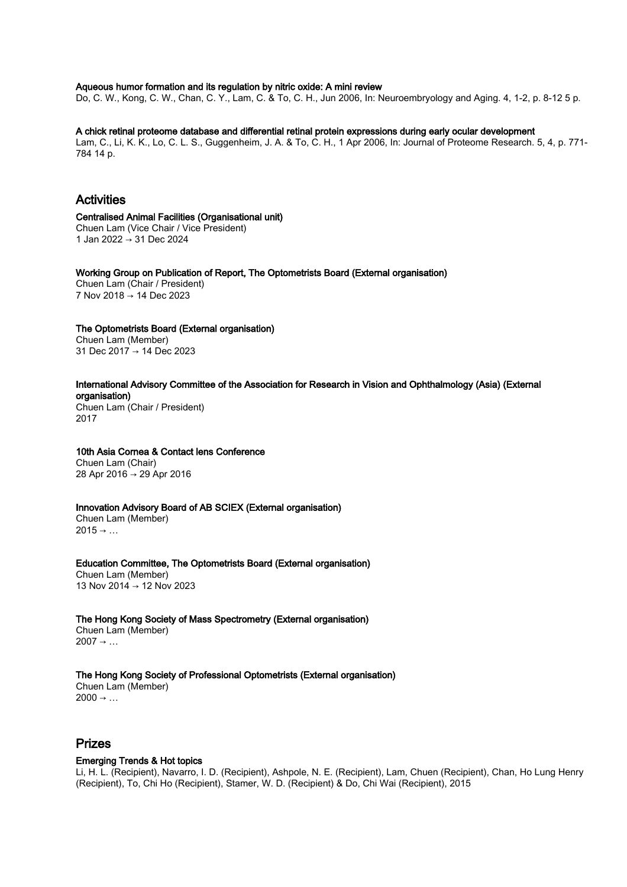**Aqueous humor formation and its regulation by nitric oxide: A mini review**
Do, C. W., Kong, C. W., Chan, C. Y., Lam, C. & To, C. H., Jun 2006, In: Neuroembryology and Aging. 4, 1-2, p. 8-12 5 p.

**A chick retinal proteome database and differential retinal protein expressions during early ocular development**
Lam, C., Li, K. K., Lo, C. L. S., Guggenheim, J. A. & To, C. H., 1 Apr 2006, In: Journal of Proteome Research. 5, 4, p. 771-784 14 p.

## Activities

**Centralised Animal Facilities (Organisational unit)**
Chuen Lam (Vice Chair / Vice President)
1 Jan 2022 → 31 Dec 2024

**Working Group on Publication of Report, The Optometrists Board (External organisation)**
Chuen Lam (Chair / President)
7 Nov 2018 → 14 Dec 2023

**The Optometrists Board (External organisation)**
Chuen Lam (Member)
31 Dec 2017 → 14 Dec 2023

**International Advisory Committee of the Association for Research in Vision and Ophthalmology (Asia) (External organisation)**
Chuen Lam (Chair / President)
2017

**10th Asia Cornea & Contact lens Conference**
Chuen Lam (Chair)
28 Apr 2016 → 29 Apr 2016

**Innovation Advisory Board of AB SCIEX (External organisation)**
Chuen Lam (Member)
2015 → …

**Education Committee, The Optometrists Board (External organisation)**
Chuen Lam (Member)
13 Nov 2014 → 12 Nov 2023

**The Hong Kong Society of Mass Spectrometry (External organisation)**
Chuen Lam (Member)
2007 → …

**The Hong Kong Society of Professional Optometrists (External organisation)**
Chuen Lam (Member)
2000 → …

## Prizes

**Emerging Trends & Hot topics**
Li, H. L. (Recipient), Navarro, I. D. (Recipient), Ashpole, N. E. (Recipient), Lam, Chuen (Recipient), Chan, Ho Lung Henry (Recipient), To, Chi Ho (Recipient), Stamer, W. D. (Recipient) & Do, Chi Wai (Recipient), 2015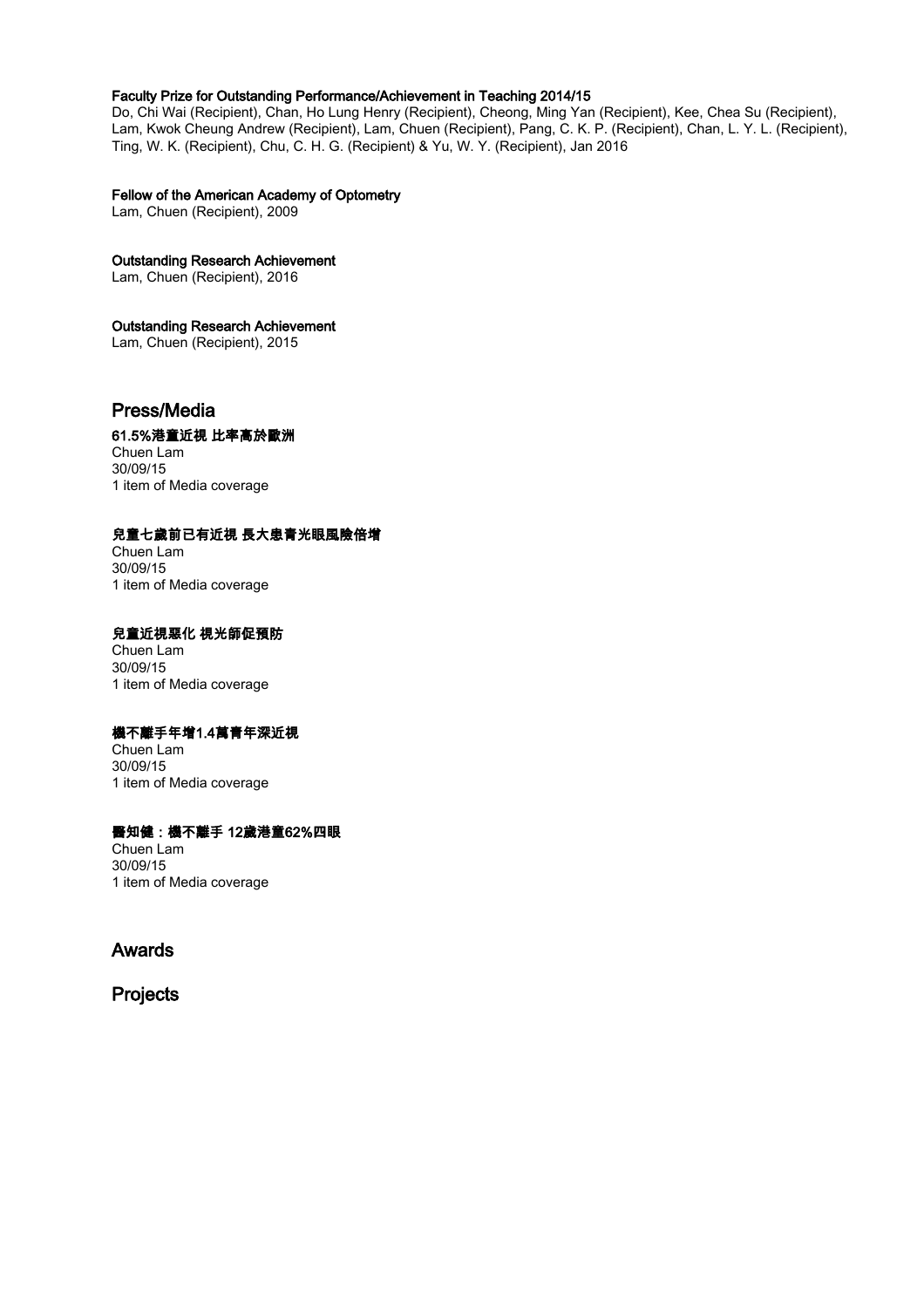### Faculty Prize for Outstanding Performance/Achievement in Teaching 2014/15

Do, Chi Wai (Recipient), Chan, Ho Lung Henry (Recipient), Cheong, Ming Yan (Recipient), Kee, Chea Su (Recipient), Lam, Kwok Cheung Andrew (Recipient), Lam, Chuen (Recipient), Pang, C. K. P. (Recipient), Chan, L. Y. L. (Recipient), Ting, W. K. (Recipient), Chu, C. H. G. (Recipient) & Yu, W. Y. (Recipient), Jan 2016

### Fellow of the American Academy of Optometry

Lam, Chuen (Recipient), 2009

### Outstanding Research Achievement

Lam, Chuen (Recipient), 2016

### Outstanding Research Achievement

Lam, Chuen (Recipient), 2015

## Press/Media

### 61.5%港童近視 比率高於歐洲

Chuen Lam
30/09/15
1 item of Media coverage

### 兒童七歲前已有近視 長大患青光眼風險倍增

Chuen Lam
30/09/15
1 item of Media coverage

### 兒童近視惡化 視光師促預防

Chuen Lam
30/09/15
1 item of Media coverage

### 機不離手年增1.4萬青年深近視

Chuen Lam
30/09/15
1 item of Media coverage

### 醫知健：機不離手 12歲港童62%四眼

Chuen Lam
30/09/15
1 item of Media coverage

## Awards

## Projects